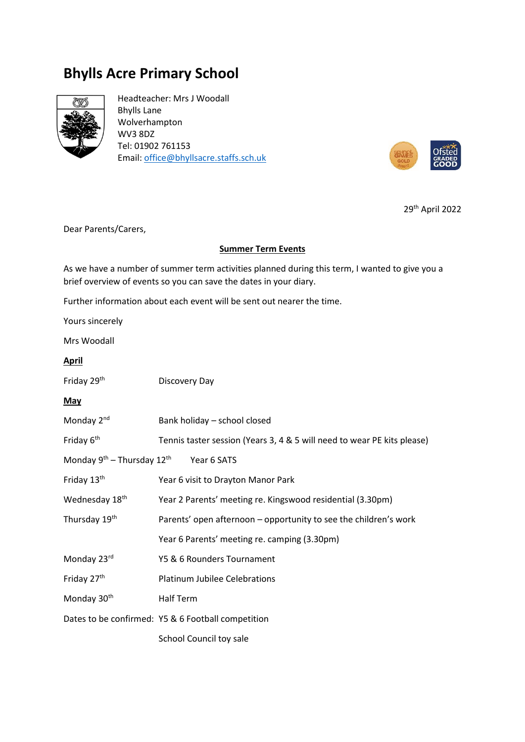# Bhylls Acre Primary School

Headteacher: Mrs J Woodall
Bhylls Lane
Wolverhampton
WV3 8DZ
Tel: 01902 761153
Email: office@bhyllsacre.staffs.sch.uk

29th April 2022

Dear Parents/Carers,

**Summer Term Events**

As we have a number of summer term activities planned during this term, I wanted to give you a brief overview of events so you can save the dates in your diary.

Further information about each event will be sent out nearer the time.

Yours sincerely

Mrs Woodall

**April**

| | |
|---|---|
| Friday 29th | Discovery Day |

**May**

| | |
|---|---|
| Monday 2nd | Bank holiday – school closed |
| Friday 6th | Tennis taster session (Years 3, 4 & 5 will need to wear PE kits please) |
| Monday 9th – Thursday 12th | Year 6 SATS |
| Friday 13th | Year 6 visit to Drayton Manor Park |
| Wednesday 18th | Year 2 Parents' meeting re. Kingswood residential (3.30pm) |
| Thursday 19th | Parents' open afternoon – opportunity to see the children's work |
| | Year 6 Parents' meeting re. camping (3.30pm) |
| Monday 23rd | Y5 & 6 Rounders Tournament |
| Friday 27th | Platinum Jubilee Celebrations |
| Monday 30th | Half Term |
| Dates to be confirmed: | Y5 & 6 Football competition |
| | School Council toy sale |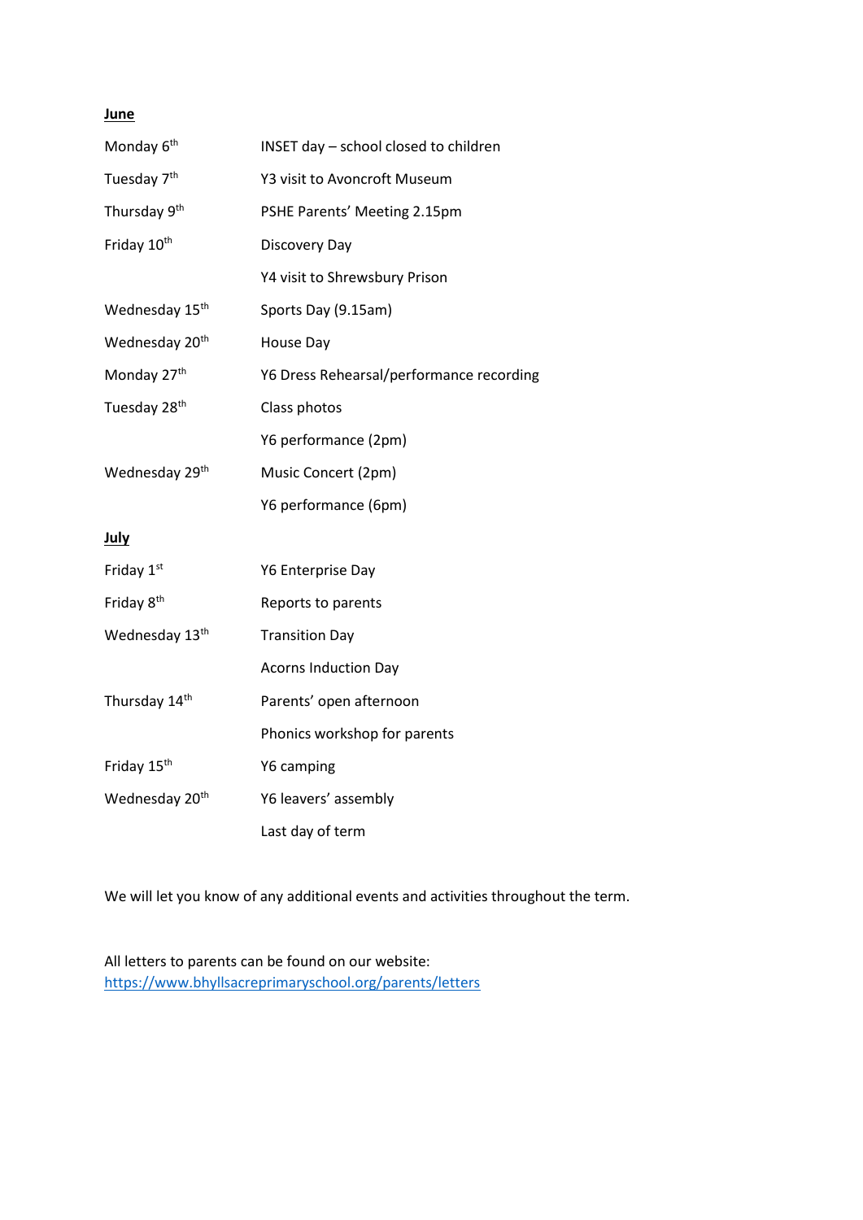**June**

| | |
|---|---|
| Monday 6th | INSET day – school closed to children |
| Tuesday 7th | Y3 visit to Avoncroft Museum |
| Thursday 9th | PSHE Parents' Meeting 2.15pm |
| Friday 10th | Discovery Day |
| | Y4 visit to Shrewsbury Prison |
| Wednesday 15th | Sports Day (9.15am) |
| Wednesday 20th | House Day |
| Monday 27th | Y6 Dress Rehearsal/performance recording |
| Tuesday 28th | Class photos |
| | Y6 performance (2pm) |
| Wednesday 29th | Music Concert (2pm) |
| | Y6 performance (6pm) |

**July**

| | |
|---|---|
| Friday 1st | Y6 Enterprise Day |
| Friday 8th | Reports to parents |
| Wednesday 13th | Transition Day |
| | Acorns Induction Day |
| Thursday 14th | Parents' open afternoon |
| | Phonics workshop for parents |
| Friday 15th | Y6 camping |
| Wednesday 20th | Y6 leavers' assembly |
| | Last day of term |

We will let you know of any additional events and activities throughout the term.

All letters to parents can be found on our website:
https://www.bhyllsacreprimaryschool.org/parents/letters